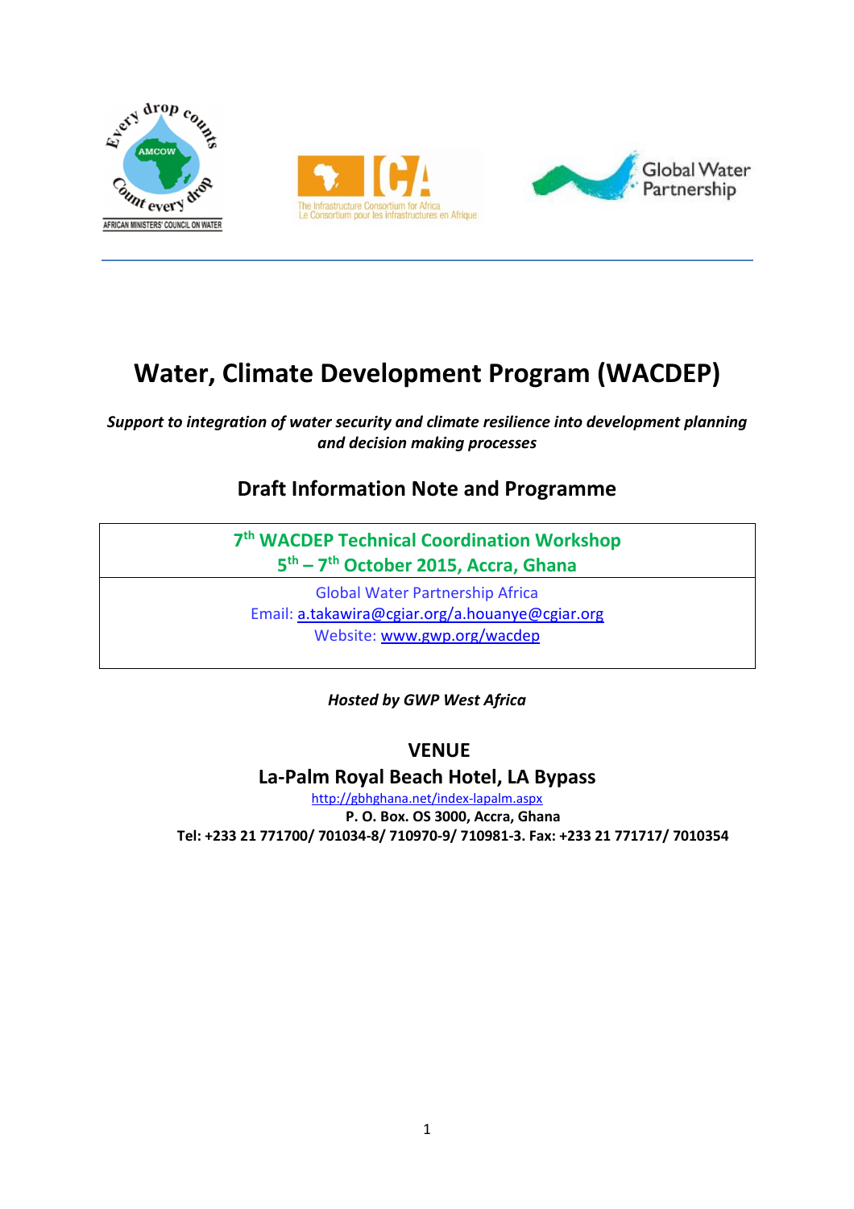# Water, Climate Development Program (WACDEP)

***Support to integration of water security and climate resilience into development planning and decision making processes***

## Draft Information Note and Programme

| 7th WACDEP Technical Coordination Workshop<br>5th – 7th October 2015, Accra, Ghana |
|---|
| Global Water Partnership Africa<br>Email: a.takawira@cgiar.org/a.houanye@cgiar.org<br>Website: www.gwp.org/wacdep |

***Hosted by GWP West Africa***

## VENUE

### La-Palm Royal Beach Hotel, LA Bypass

http://gbhghana.net/index-lapalm.aspx

**P. O. Box. OS 3000, Accra, Ghana**

**Tel: +233 21 771700/ 701034-8/ 710970-9/ 710981-3. Fax: +233 21 771717/ 7010354**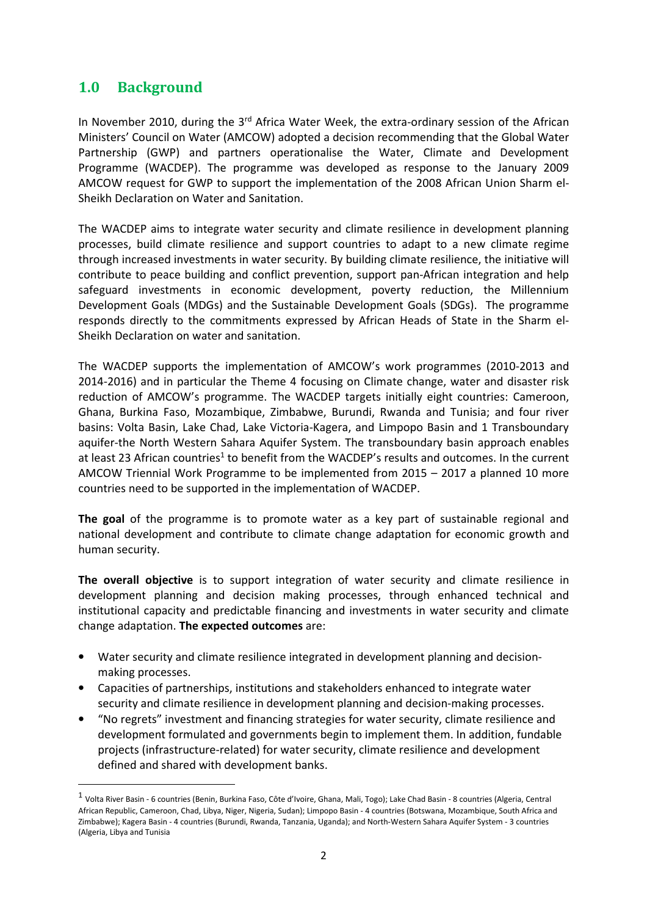## 1.0 Background

In November 2010, during the 3rd Africa Water Week, the extra-ordinary session of the African Ministers' Council on Water (AMCOW) adopted a decision recommending that the Global Water Partnership (GWP) and partners operationalise the Water, Climate and Development Programme (WACDEP). The programme was developed as response to the January 2009 AMCOW request for GWP to support the implementation of the 2008 African Union Sharm el-Sheikh Declaration on Water and Sanitation.

The WACDEP aims to integrate water security and climate resilience in development planning processes, build climate resilience and support countries to adapt to a new climate regime through increased investments in water security. By building climate resilience, the initiative will contribute to peace building and conflict prevention, support pan-African integration and help safeguard investments in economic development, poverty reduction, the Millennium Development Goals (MDGs) and the Sustainable Development Goals (SDGs). The programme responds directly to the commitments expressed by African Heads of State in the Sharm el-Sheikh Declaration on water and sanitation.

The WACDEP supports the implementation of AMCOW's work programmes (2010-2013 and 2014-2016) and in particular the Theme 4 focusing on Climate change, water and disaster risk reduction of AMCOW's programme. The WACDEP targets initially eight countries: Cameroon, Ghana, Burkina Faso, Mozambique, Zimbabwe, Burundi, Rwanda and Tunisia; and four river basins: Volta Basin, Lake Chad, Lake Victoria-Kagera, and Limpopo Basin and 1 Transboundary aquifer-the North Western Sahara Aquifer System. The transboundary basin approach enables at least 23 African countries[1] to benefit from the WACDEP's results and outcomes. In the current AMCOW Triennial Work Programme to be implemented from 2015 – 2017 a planned 10 more countries need to be supported in the implementation of WACDEP.

**The goal** of the programme is to promote water as a key part of sustainable regional and national development and contribute to climate change adaptation for economic growth and human security.

**The overall objective** is to support integration of water security and climate resilience in development planning and decision making processes, through enhanced technical and institutional capacity and predictable financing and investments in water security and climate change adaptation. **The expected outcomes** are:

- Water security and climate resilience integrated in development planning and decision-making processes.
- Capacities of partnerships, institutions and stakeholders enhanced to integrate water security and climate resilience in development planning and decision-making processes.
- "No regrets" investment and financing strategies for water security, climate resilience and development formulated and governments begin to implement them. In addition, fundable projects (infrastructure-related) for water security, climate resilience and development defined and shared with development banks.

[1] Volta River Basin - 6 countries (Benin, Burkina Faso, Côte d'Ivoire, Ghana, Mali, Togo); Lake Chad Basin - 8 countries (Algeria, Central African Republic, Cameroon, Chad, Libya, Niger, Nigeria, Sudan); Limpopo Basin - 4 countries (Botswana, Mozambique, South Africa and Zimbabwe); Kagera Basin - 4 countries (Burundi, Rwanda, Tanzania, Uganda); and North-Western Sahara Aquifer System - 3 countries (Algeria, Libya and Tunisia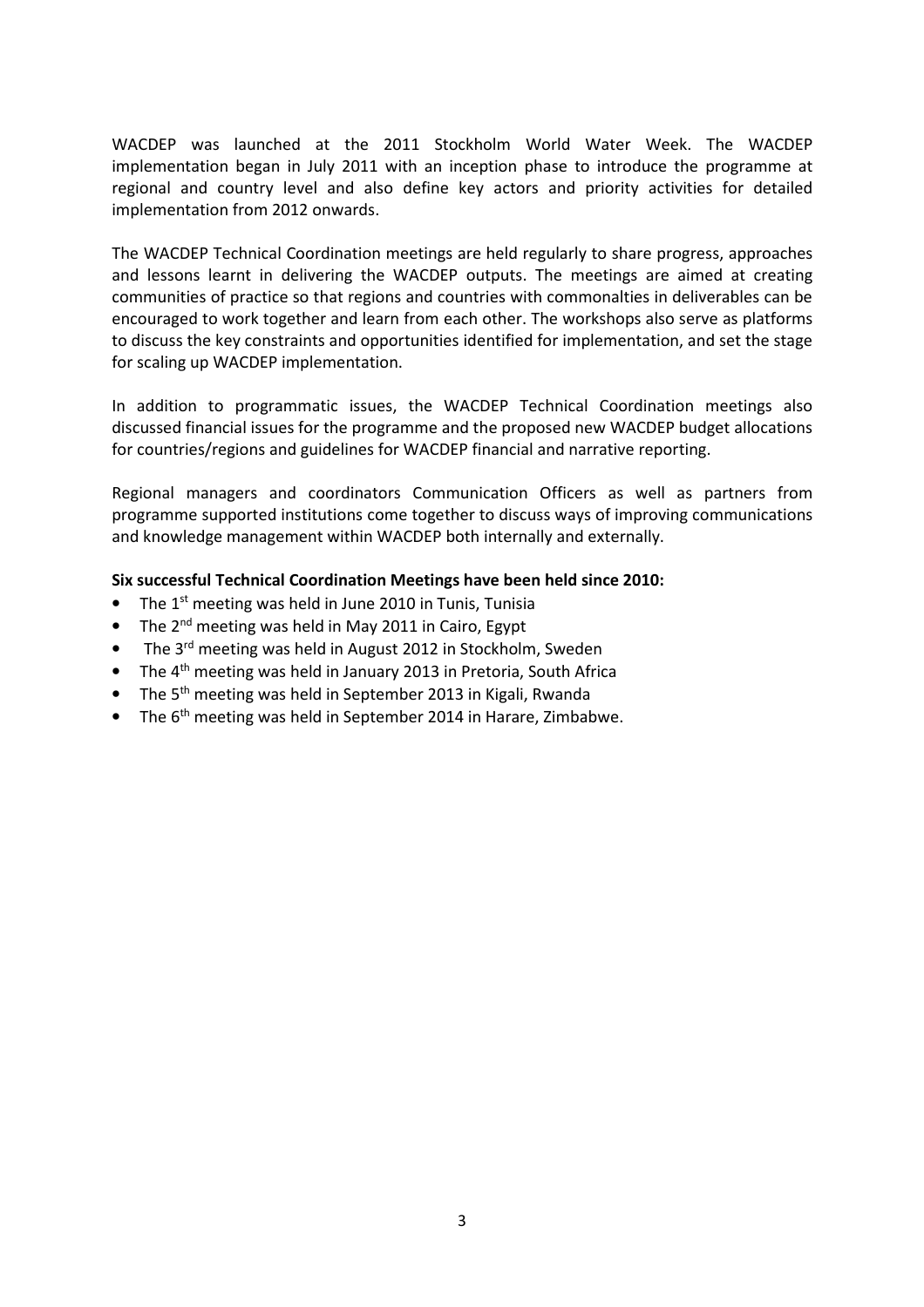WACDEP was launched at the 2011 Stockholm World Water Week. The WACDEP implementation began in July 2011 with an inception phase to introduce the programme at regional and country level and also define key actors and priority activities for detailed implementation from 2012 onwards.

The WACDEP Technical Coordination meetings are held regularly to share progress, approaches and lessons learnt in delivering the WACDEP outputs. The meetings are aimed at creating communities of practice so that regions and countries with commonalties in deliverables can be encouraged to work together and learn from each other. The workshops also serve as platforms to discuss the key constraints and opportunities identified for implementation, and set the stage for scaling up WACDEP implementation.

In addition to programmatic issues, the WACDEP Technical Coordination meetings also discussed financial issues for the programme and the proposed new WACDEP budget allocations for countries/regions and guidelines for WACDEP financial and narrative reporting.

Regional managers and coordinators Communication Officers as well as partners from programme supported institutions come together to discuss ways of improving communications and knowledge management within WACDEP both internally and externally.

**Six successful Technical Coordination Meetings have been held since 2010:**

- The 1st meeting was held in June 2010 in Tunis, Tunisia
- The 2nd meeting was held in May 2011 in Cairo, Egypt
- The 3rd meeting was held in August 2012 in Stockholm, Sweden
- The 4th meeting was held in January 2013 in Pretoria, South Africa
- The 5th meeting was held in September 2013 in Kigali, Rwanda
- The 6th meeting was held in September 2014 in Harare, Zimbabwe.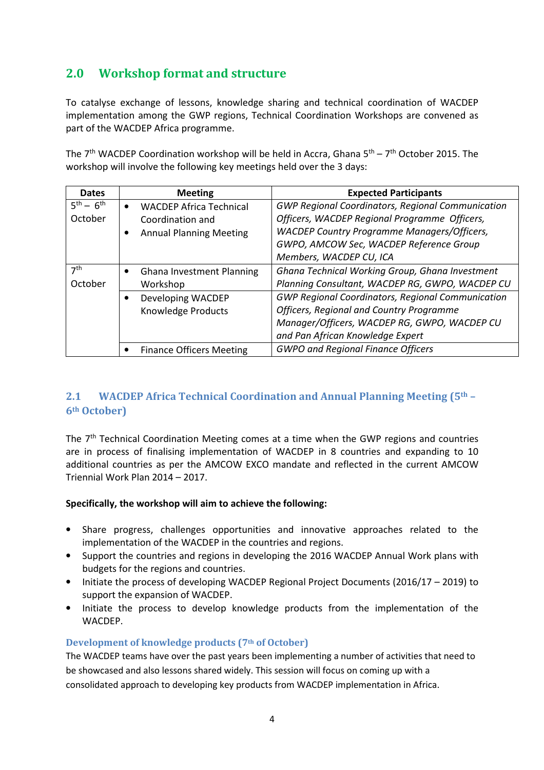## 2.0 Workshop format and structure

To catalyse exchange of lessons, knowledge sharing and technical coordination of WACDEP implementation among the GWP regions, Technical Coordination Workshops are convened as part of the WACDEP Africa programme.

The 7th WACDEP Coordination workshop will be held in Accra, Ghana 5th – 7th October 2015. The workshop will involve the following key meetings held over the 3 days:

| Dates | Meeting | Expected Participants |
|---|---|---|
| 5th – 6th October | • WACDEP Africa Technical Coordination and<br>• Annual Planning Meeting | *GWP Regional Coordinators, Regional Communication Officers, WACDEP Regional Programme Officers, WACDEP Country Programme Managers/Officers, GWPO, AMCOW Sec, WACDEP Reference Group Members, WACDEP CU, ICA* |
| 7th October | • Ghana Investment Planning Workshop | *Ghana Technical Working Group, Ghana Investment Planning Consultant, WACDEP RG, GWPO, WACDEP CU* |
| | • Developing WACDEP Knowledge Products | *GWP Regional Coordinators, Regional Communication Officers, Regional and Country Programme Manager/Officers, WACDEP RG, GWPO, WACDEP CU and Pan African Knowledge Expert* |
| | • Finance Officers Meeting | *GWPO and Regional Finance Officers* |

### 2.1 WACDEP Africa Technical Coordination and Annual Planning Meeting (5th – 6th October)

The 7th Technical Coordination Meeting comes at a time when the GWP regions and countries are in process of finalising implementation of WACDEP in 8 countries and expanding to 10 additional countries as per the AMCOW EXCO mandate and reflected in the current AMCOW Triennial Work Plan 2014 – 2017.

**Specifically, the workshop will aim to achieve the following:**

- Share progress, challenges opportunities and innovative approaches related to the implementation of the WACDEP in the countries and regions.
- Support the countries and regions in developing the 2016 WACDEP Annual Work plans with budgets for the regions and countries.
- Initiate the process of developing WACDEP Regional Project Documents (2016/17 – 2019) to support the expansion of WACDEP.
- Initiate the process to develop knowledge products from the implementation of the WACDEP.

#### Development of knowledge products (7th of October)

The WACDEP teams have over the past years been implementing a number of activities that need to be showcased and also lessons shared widely. This session will focus on coming up with a consolidated approach to developing key products from WACDEP implementation in Africa.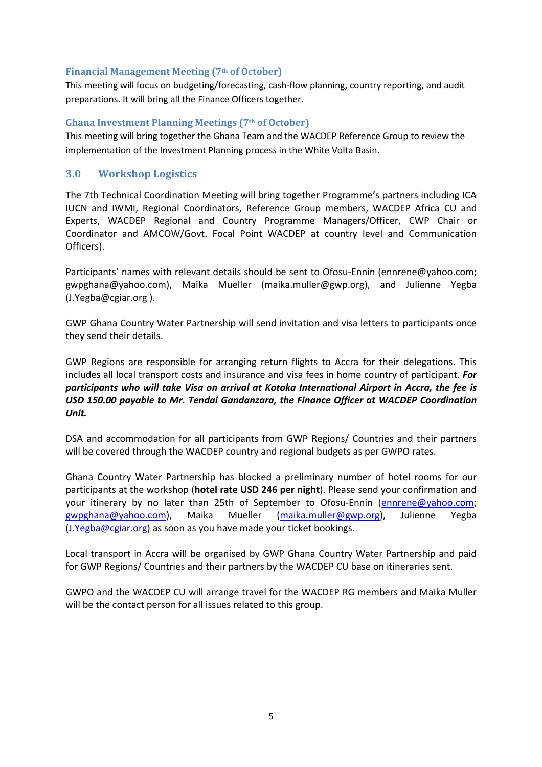### Financial Management Meeting (7th of October)

This meeting will focus on budgeting/forecasting, cash-flow planning, country reporting, and audit preparations. It will bring all the Finance Officers together.

### Ghana Investment Planning Meetings (7th of October)

This meeting will bring together the Ghana Team and the WACDEP Reference Group to review the implementation of the Investment Planning process in the White Volta Basin.

## 3.0 Workshop Logistics

The 7th Technical Coordination Meeting will bring together Programme's partners including ICA IUCN and IWMI, Regional Coordinators, Reference Group members, WACDEP Africa CU and Experts, WACDEP Regional and Country Programme Managers/Officer, CWP Chair or Coordinator and AMCOW/Govt. Focal Point WACDEP at country level and Communication Officers).

Participants' names with relevant details should be sent to Ofosu-Ennin (ennrene@yahoo.com; gwpghana@yahoo.com), Maika Mueller (maika.muller@gwp.org), and Julienne Yegba (J.Yegba@cgiar.org ).

GWP Ghana Country Water Partnership will send invitation and visa letters to participants once they send their details.

GWP Regions are responsible for arranging return flights to Accra for their delegations. This includes all local transport costs and insurance and visa fees in home country of participant. ***For participants who will take Visa on arrival at Kotoka International Airport in Accra, the fee is USD 150.00 payable to Mr. Tendai Gandanzara, the Finance Officer at WACDEP Coordination Unit.***

DSA and accommodation for all participants from GWP Regions/ Countries and their partners will be covered through the WACDEP country and regional budgets as per GWPO rates.

Ghana Country Water Partnership has blocked a preliminary number of hotel rooms for our participants at the workshop (**hotel rate USD 246 per night**). Please send your confirmation and your itinerary by no later than 25th of September to Ofosu-Ennin (ennrene@yahoo.com; gwpghana@yahoo.com), Maika Mueller (maika.muller@gwp.org), Julienne Yegba (J.Yegba@cgiar.org) as soon as you have made your ticket bookings.

Local transport in Accra will be organised by GWP Ghana Country Water Partnership and paid for GWP Regions/ Countries and their partners by the WACDEP CU base on itineraries sent.

GWPO and the WACDEP CU will arrange travel for the WACDEP RG members and Maika Muller will be the contact person for all issues related to this group.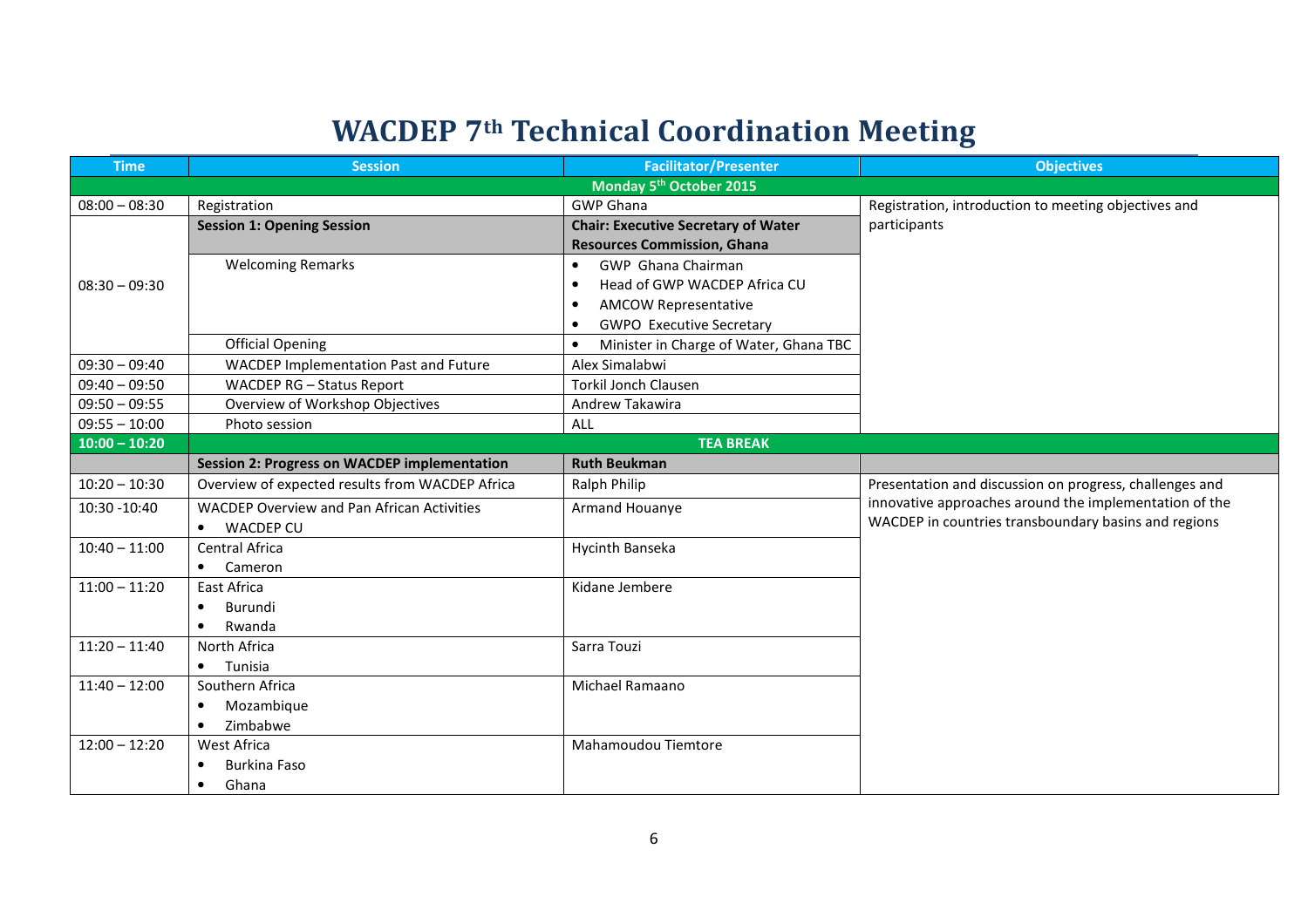# WACDEP 7th Technical Coordination Meeting

| Time | Session | Facilitator/Presenter | Objectives |
|---|---|---|---|
| | | **Monday 5th October 2015** | |
| 08:00 – 08:30 | Registration | GWP Ghana | Registration, introduction to meeting objectives and participants |
| 08:30 – 09:30 | **Session 1: Opening Session** | **Chair: Executive Secretary of Water Resources Commission, Ghana** | |
| | Welcoming Remarks | • GWP Ghana Chairman<br>• Head of GWP WACDEP Africa CU<br>• AMCOW Representative<br>• GWPO Executive Secretary | |
| | Official Opening | • Minister in Charge of Water, Ghana TBC | |
| 09:30 – 09:40 | WACDEP Implementation Past and Future | Alex Simalabwi | |
| 09:40 – 09:50 | WACDEP RG – Status Report | Torkil Jonch Clausen | |
| 09:50 – 09:55 | Overview of Workshop Objectives | Andrew Takawira | |
| 09:55 – 10:00 | Photo session | ALL | |
| **10:00 – 10:20** | | **TEA BREAK** | |
| | **Session 2: Progress on WACDEP implementation** | **Ruth Beukman** | |
| 10:20 – 10:30 | Overview of expected results from WACDEP Africa | Ralph Philip | Presentation and discussion on progress, challenges and innovative approaches around the implementation of the WACDEP in countries transboundary basins and regions |
| 10:30 -10:40 | WACDEP Overview and Pan African Activities<br>• WACDEP CU | Armand Houanye | |
| 10:40 – 11:00 | Central Africa<br>• Cameron | Hycinth Banseka | |
| 11:00 – 11:20 | East Africa<br>• Burundi<br>• Rwanda | Kidane Jembere | |
| 11:20 – 11:40 | North Africa<br>• Tunisia | Sarra Touzi | |
| 11:40 – 12:00 | Southern Africa<br>• Mozambique<br>• Zimbabwe | Michael Ramaano | |
| 12:00 – 12:20 | West Africa<br>• Burkina Faso<br>• Ghana | Mahamoudou Tiemtore | |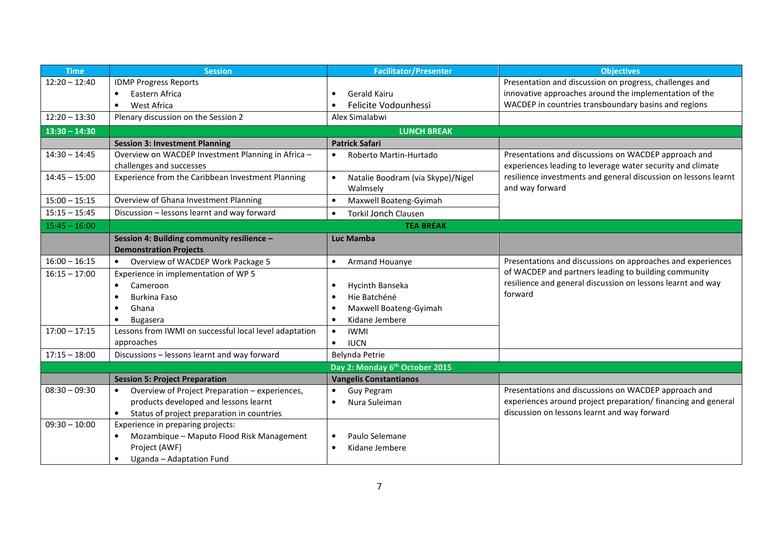| Time | Session | Facilitator/Presenter | Objectives |
|---|---|---|---|
| 12:20 – 12:40 | IDMP Progress Reports<br>• Eastern Africa<br>• West Africa | • Gerald Kairu<br>• Felicite Vodounhessi | Presentation and discussion on progress, challenges and innovative approaches around the implementation of the WACDEP in countries transboundary basins and regions |
| 12:20 – 13:30 | Plenary discussion on the Session 2 | Alex Simalabwi | |
| 13:30 – 14:30 | LUNCH BREAK | | |
| | **Session 3: Investment Planning** | **Patrick Safari** | |
| 14:30 – 14:45 | Overview on WACDEP Investment Planning in Africa – challenges and successes | • Roberto Martin-Hurtado | Presentations and discussions on WACDEP approach and experiences leading to leverage water security and climate resilience investments and general discussion on lessons learnt and way forward |
| 14:45 – 15:00 | Experience from the Caribbean Investment Planning | • Natalie Boodram (via Skype)/Nigel Walmsely | |
| 15:00 – 15:15 | Overview of Ghana Investment Planning | • Maxwell Boateng-Gyimah | |
| 15:15 – 15:45 | Discussion – lessons learnt and way forward | • Torkil Jonch Clausen | |
| 15:45 – 16:00 | TEA BREAK | | |
| | **Session 4: Building community resilience – Demonstration Projects** | **Luc Mamba** | |
| 16:00 – 16:15 | • Overview of WACDEP Work Package 5 | • Armand Houanye | Presentations and discussions on approaches and experiences of WACDEP and partners leading to building community resilience and general discussion on lessons learnt and way forward |
| 16:15 – 17:00 | Experience in implementation of WP 5<br>• Cameroon<br>• Burkina Faso<br>• Ghana<br>• Bugasera | • Hycinth Banseka<br>• Hie Batchéné<br>• Maxwell Boateng-Gyimah<br>• Kidane Jembere | |
| 17:00 – 17:15 | Lessons from IWMI on successful local level adaptation approaches | • IWMI<br>• IUCN | |
| 17:15 – 18:00 | Discussions – lessons learnt and way forward | Belynda Petrie | |
| | | Day 2: Monday 6th October 2015 | |
| | **Session 5: Project Preparation** | **Vangelis Constantianos** | |
| 08:30 – 09:30 | • Overview of Project Preparation – experiences, products developed and lessons learnt<br>• Status of project preparation in countries | • Guy Pegram<br>• Nura Suleiman | Presentations and discussions on WACDEP approach and experiences around project preparation/ financing and general discussion on lessons learnt and way forward |
| 09:30 – 10:00 | Experience in preparing projects:<br>• Mozambique – Maputo Flood Risk Management Project (AWF)<br>• Uganda – Adaptation Fund | • Paulo Selemane<br>• Kidane Jembere | |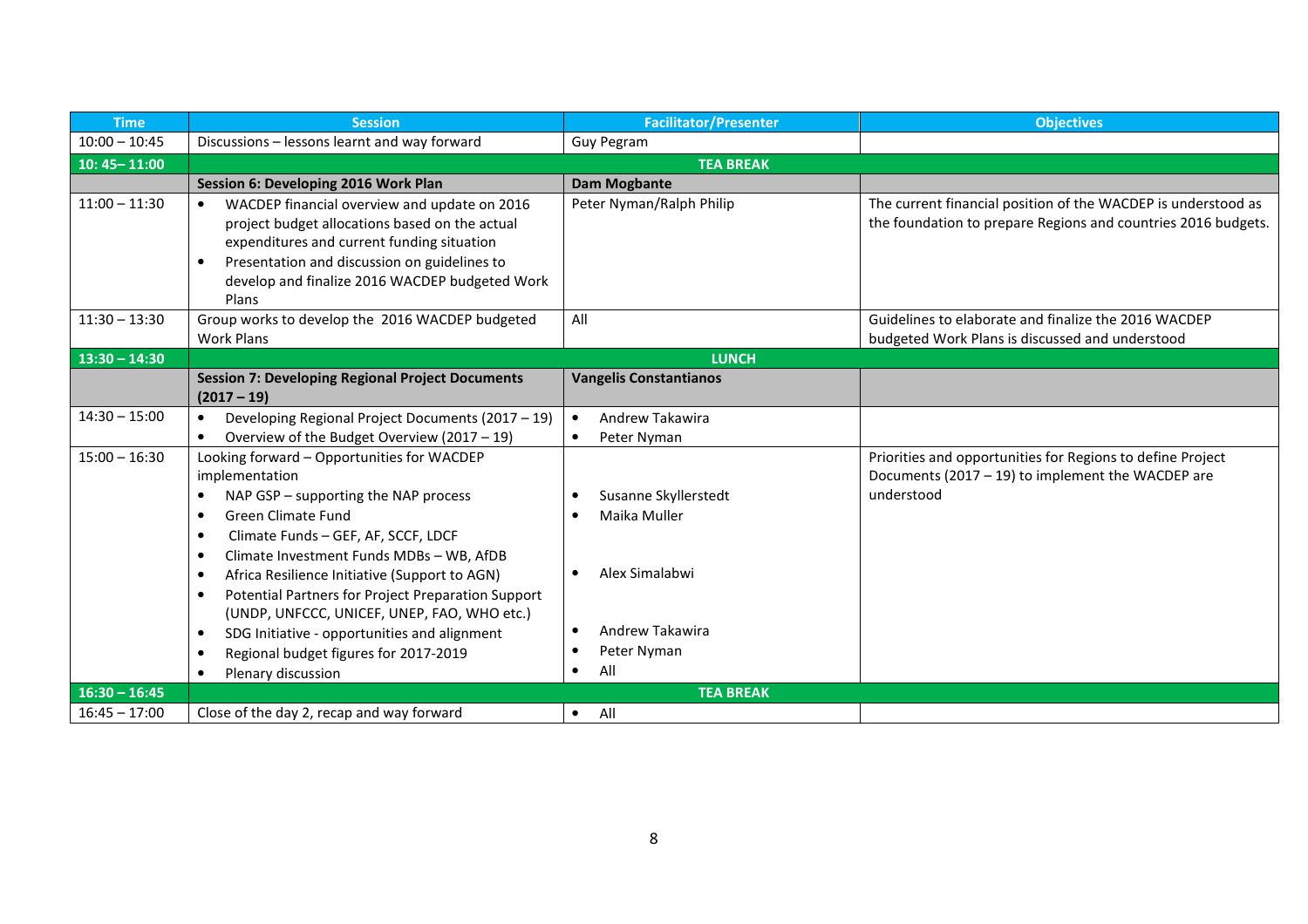| Time | Session | Facilitator/Presenter | Objectives |
|---|---|---|---|
| 10:00 – 10:45 | Discussions – lessons learnt and way forward | Guy Pegram | |
| **10: 45– 11:00** | **TEA BREAK** | | |
| | **Session 6: Developing 2016 Work Plan** | **Dam Mogbante** | |
| 11:00 – 11:30 | • WACDEP financial overview and update on 2016 project budget allocations based on the actual expenditures and current funding situation<br>• Presentation and discussion on guidelines to develop and finalize 2016 WACDEP budgeted Work Plans | Peter Nyman/Ralph Philip | The current financial position of the WACDEP is understood as the foundation to prepare Regions and countries 2016 budgets. |
| 11:30 – 13:30 | Group works to develop the 2016 WACDEP budgeted Work Plans | All | Guidelines to elaborate and finalize the 2016 WACDEP budgeted Work Plans is discussed and understood |
| **13:30 – 14:30** | **LUNCH** | | |
| | **Session 7: Developing Regional Project Documents (2017 – 19)** | **Vangelis Constantianos** | |
| 14:30 – 15:00 | • Developing Regional Project Documents (2017 – 19)<br>• Overview of the Budget Overview (2017 – 19) | • Andrew Takawira<br>• Peter Nyman | |
| 15:00 – 16:30 | Looking forward – Opportunities for WACDEP implementation<br>• NAP GSP – supporting the NAP process<br>• Green Climate Fund<br>• Climate Funds – GEF, AF, SCCF, LDCF<br>• Climate Investment Funds MDBs – WB, AfDB<br>• Africa Resilience Initiative (Support to AGN)<br>• Potential Partners for Project Preparation Support (UNDP, UNFCCC, UNICEF, UNEP, FAO, WHO etc.)<br>• SDG Initiative - opportunities and alignment<br>• Regional budget figures for 2017-2019<br>• Plenary discussion | • Susanne Skyllerstedt<br>• Maika Muller<br>• Alex Simalabwi<br>• Andrew Takawira<br>• Peter Nyman<br>• All | Priorities and opportunities for Regions to define Project Documents (2017 – 19) to implement the WACDEP are understood |
| **16:30 – 16:45** | **TEA BREAK** | | |
| 16:45 – 17:00 | Close of the day 2, recap and way forward | • All | |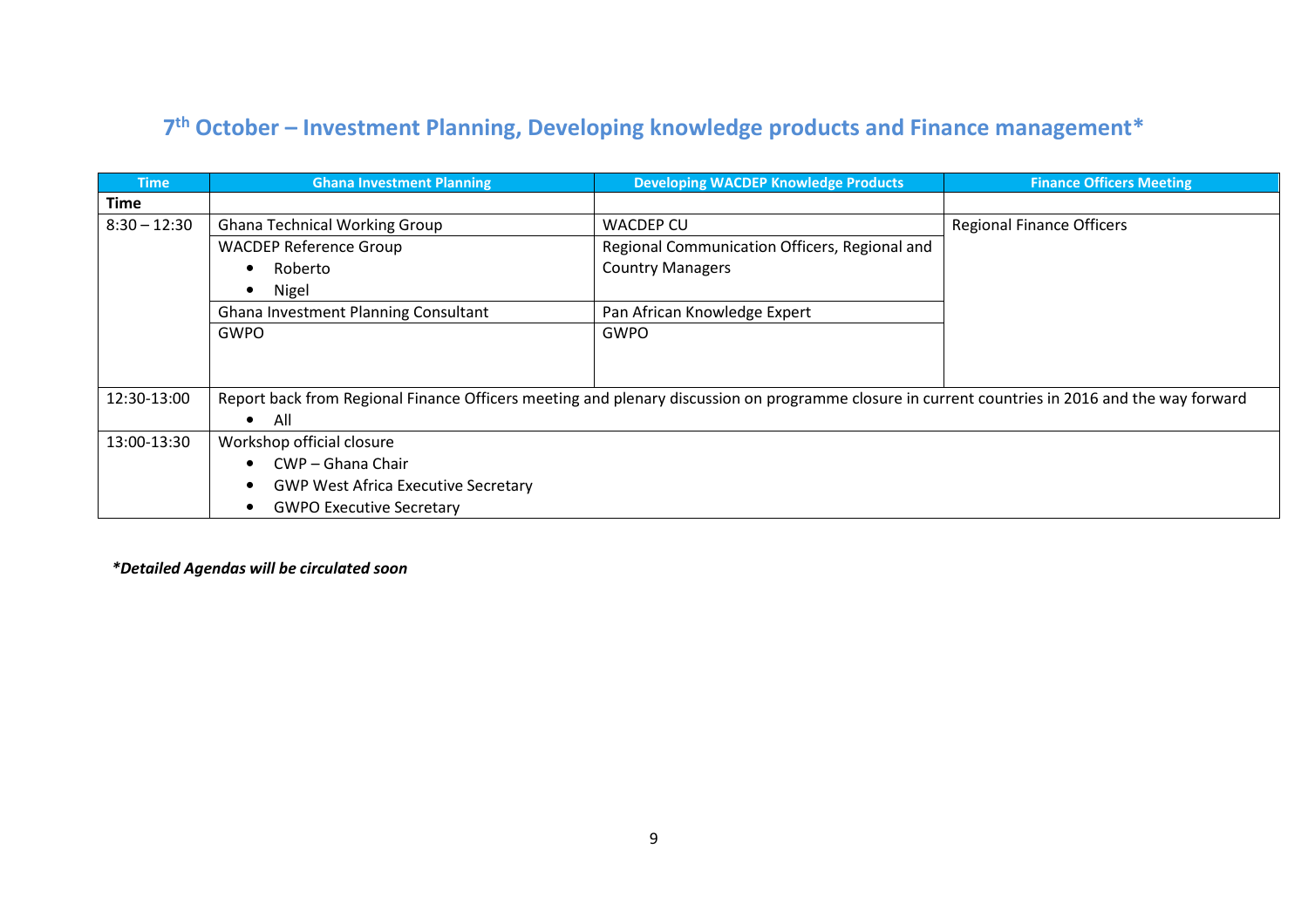## 7th October – Investment Planning, Developing knowledge products and Finance management*

| Time | Ghana Investment Planning | Developing WACDEP Knowledge Products | Finance Officers Meeting |
|---|---|---|---|
| **Time** | | | |
| 8:30 – 12:30 | Ghana Technical Working Group | WACDEP CU | Regional Finance Officers |
| | WACDEP Reference Group<br>• Roberto<br>• Nigel | Regional Communication Officers, Regional and Country Managers | |
| | Ghana Investment Planning Consultant | Pan African Knowledge Expert | |
| | GWPO | GWPO | |
| 12:30-13:00 | Report back from Regional Finance Officers meeting and plenary discussion on programme closure in current countries in 2016 and the way forward<br>• All | | |
| 13:00-13:30 | Workshop official closure<br>• CWP – Ghana Chair<br>• GWP West Africa Executive Secretary<br>• GWPO Executive Secretary | | |

***Detailed Agendas will be circulated soon**